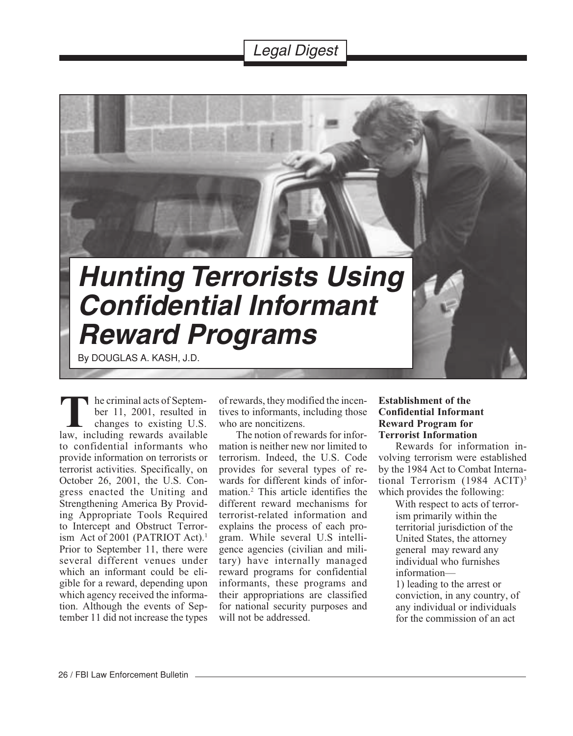Legal Digest

# Hunting Terrorists Using Confidential Informant Reward Programs

By DOUGLAS A. KASH, J.D.

The criminal acts of September 11, 2001, resulted in changes to existing U.S. law, including rewards available to confidential informants who provide information on terrorists or terrorist activities. Specifically, on October 26, 2001, the U.S. Congress enacted the Uniting and Strengthening America By Providing Appropriate Tools Required to Intercept and Obstruct Terrorism Act of 2001 (PATRIOT Act).[1] Prior to September 11, there were several different venues under which an informant could be eligible for a reward, depending upon which agency received the information. Although the events of September 11 did not increase the types of rewards, they modified the incentives to informants, including those who are noncitizens.

The notion of rewards for information is neither new nor limited to terrorism. Indeed, the U.S. Code provides for several types of rewards for different kinds of information.[2] This article identifies the different reward mechanisms for terrorist-related information and explains the process of each program. While several U.S intelligence agencies (civilian and military) have internally managed reward programs for confidential informants, these programs and their appropriations are classified for national security purposes and will not be addressed.

## Establishment of the Confidential Informant Reward Program for Terrorist Information

Rewards for information involving terrorism were established by the 1984 Act to Combat International Terrorism (1984 ACIT)[3] which provides the following:

> With respect to acts of terrorism primarily within the territorial jurisdiction of the United States, the attorney general may reward any individual who furnishes information—
>
> 1) leading to the arrest or conviction, in any country, of any individual or individuals for the commission of an act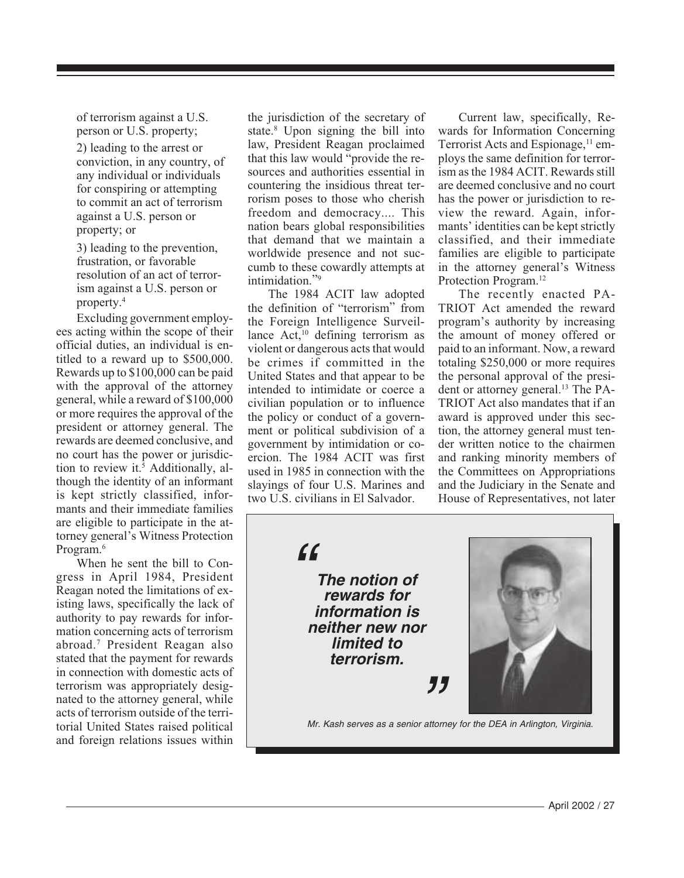of terrorism against a U.S. person or U.S. property;

2) leading to the arrest or conviction, in any country, of any individual or individuals for conspiring or attempting to commit an act of terrorism against a U.S. person or property; or

3) leading to the prevention, frustration, or favorable resolution of an act of terrorism against a U.S. person or property.[4]

Excluding government employees acting within the scope of their official duties, an individual is entitled to a reward up to $500,000. Rewards up to $100,000 can be paid with the approval of the attorney general, while a reward of $100,000 or more requires the approval of the president or attorney general. The rewards are deemed conclusive, and no court has the power or jurisdiction to review it.[5] Additionally, although the identity of an informant is kept strictly classified, informants and their immediate families are eligible to participate in the attorney general's Witness Protection Program.[6]

When he sent the bill to Congress in April 1984, President Reagan noted the limitations of existing laws, specifically the lack of authority to pay rewards for information concerning acts of terrorism abroad.[7] President Reagan also stated that the payment for rewards in connection with domestic acts of terrorism was appropriately designated to the attorney general, while acts of terrorism outside of the territorial United States raised political and foreign relations issues within the jurisdiction of the secretary of state.[8] Upon signing the bill into law, President Reagan proclaimed that this law would "provide the resources and authorities essential in countering the insidious threat terrorism poses to those who cherish freedom and democracy.... This nation bears global responsibilities that demand that we maintain a worldwide presence and not succumb to these cowardly attempts at intimidation."[9]

The 1984 ACIT law adopted the definition of "terrorism" from the Foreign Intelligence Surveillance Act,[10] defining terrorism as violent or dangerous acts that would be crimes if committed in the United States and that appear to be intended to intimidate or coerce a civilian population or to influence the policy or conduct of a government or political subdivision of a government by intimidation or coercion. The 1984 ACIT was first used in 1985 in connection with the slayings of four U.S. Marines and two U.S. civilians in El Salvador.

Current law, specifically, Rewards for Information Concerning Terrorist Acts and Espionage,[11] employs the same definition for terrorism as the 1984 ACIT. Rewards still are deemed conclusive and no court has the power or jurisdiction to review the reward. Again, informants' identities can be kept strictly classified, and their immediate families are eligible to participate in the attorney general's Witness Protection Program.[12]

The recently enacted PATRIOT Act amended the reward program's authority by increasing the amount of money offered or paid to an informant. Now, a reward totaling $250,000 or more requires the personal approval of the president or attorney general.[13] The PATRIOT Act also mandates that if an award is approved under this section, the attorney general must tender written notice to the chairmen and ranking minority members of the Committees on Appropriations and the Judiciary in the Senate and House of Representatives, not later

> ***"The notion of rewards for information is neither new nor limited to terrorism."***

*Mr. Kash serves as a senior attorney for the DEA in Arlington, Virginia.*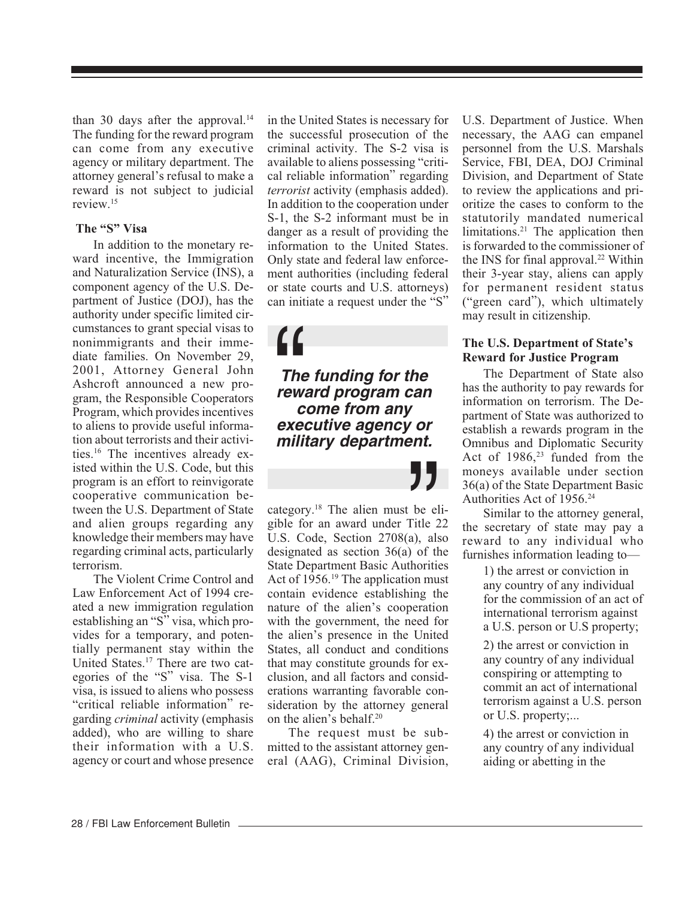than 30 days after the approval.[14] The funding for the reward program can come from any executive agency or military department. The attorney general's refusal to make a reward is not subject to judicial review.[15]

### The "S" Visa

In addition to the monetary reward incentive, the Immigration and Naturalization Service (INS), a component agency of the U.S. Department of Justice (DOJ), has the authority under specific limited circumstances to grant special visas to nonimmigrants and their immediate families. On November 29, 2001, Attorney General John Ashcroft announced a new program, the Responsible Cooperators Program, which provides incentives to aliens to provide useful information about terrorists and their activities.[16] The incentives already existed within the U.S. Code, but this program is an effort to reinvigorate cooperative communication between the U.S. Department of State and alien groups regarding any knowledge their members may have regarding criminal acts, particularly terrorism.

The Violent Crime Control and Law Enforcement Act of 1994 created a new immigration regulation establishing an "S" visa, which provides for a temporary, and potentially permanent stay within the United States.[17] There are two categories of the "S" visa. The S-1 visa, is issued to aliens who possess "critical reliable information" regarding *criminal* activity (emphasis added), who are willing to share their information with a U.S. agency or court and whose presence in the United States is necessary for the successful prosecution of the criminal activity. The S-2 visa is available to aliens possessing "critical reliable information" regarding *terrorist* activity (emphasis added). In addition to the cooperation under S-1, the S-2 informant must be in danger as a result of providing the information to the United States. Only state and federal law enforcement authorities (including federal or state courts and U.S. attorneys) can initiate a request under the "S" category.[18] The alien must be eligible for an award under Title 22 U.S. Code, Section 2708(a), also designated as section 36(a) of the State Department Basic Authorities Act of 1956.[19] The application must contain evidence establishing the nature of the alien's cooperation with the government, the need for the alien's presence in the United States, all conduct and conditions that may constitute grounds for exclusion, and all factors and considerations warranting favorable consideration by the attorney general on the alien's behalf.[20]

> ***The funding for the reward program can come from any executive agency or military department.***

The request must be submitted to the assistant attorney general (AAG), Criminal Division, U.S. Department of Justice. When necessary, the AAG can empanel personnel from the U.S. Marshals Service, FBI, DEA, DOJ Criminal Division, and Department of State to review the applications and prioritize the cases to conform to the statutorily mandated numerical limitations.[21] The application then is forwarded to the commissioner of the INS for final approval.[22] Within their 3-year stay, aliens can apply for permanent resident status ("green card"), which ultimately may result in citizenship.

### The U.S. Department of State's Reward for Justice Program

The Department of State also has the authority to pay rewards for information on terrorism. The Department of State was authorized to establish a rewards program in the Omnibus and Diplomatic Security Act of 1986,[23] funded from the moneys available under section 36(a) of the State Department Basic Authorities Act of 1956.[24]

Similar to the attorney general, the secretary of state may pay a reward to any individual who furnishes information leading to—

> 1) the arrest or conviction in any country of any individual for the commission of an act of international terrorism against a U.S. person or U.S property;
>
> 2) the arrest or conviction in any country of any individual conspiring or attempting to commit an act of international terrorism against a U.S. person or U.S. property;...
>
> 4) the arrest or conviction in any country of any individual aiding or abetting in the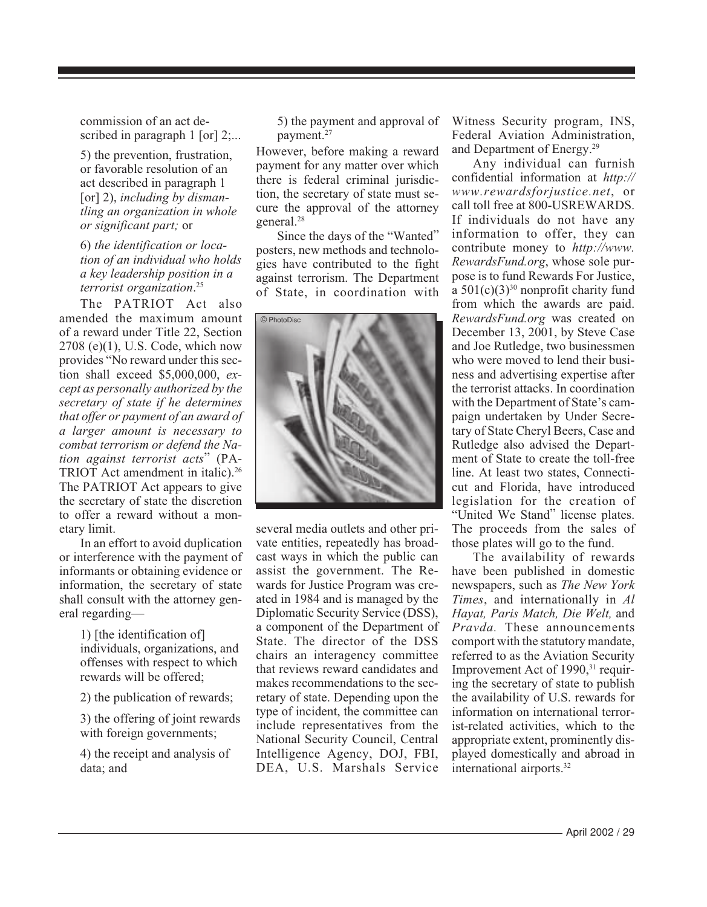commission of an act described in paragraph 1 [or] 2;...

5) the prevention, frustration, or favorable resolution of an act described in paragraph 1 [or] 2), *including by dismantling an organization in whole or significant part;* or

6) *the identification or location of an individual who holds a key leadership position in a terrorist organization*.[25]

The PATRIOT Act also amended the maximum amount of a reward under Title 22, Section 2708 (e)(1), U.S. Code, which now provides "No reward under this section shall exceed $5,000,000, *except as personally authorized by the secretary of state if he determines that offer or payment of an award of a larger amount is necessary to combat terrorism or defend the Nation against terrorist acts*" (PATRIOT Act amendment in italic).[26] The PATRIOT Act appears to give the secretary of state the discretion to offer a reward without a monetary limit.

In an effort to avoid duplication or interference with the payment of informants or obtaining evidence or information, the secretary of state shall consult with the attorney general regarding—

1) [the identification of] individuals, organizations, and offenses with respect to which rewards will be offered;

2) the publication of rewards;

3) the offering of joint rewards with foreign governments;

4) the receipt and analysis of data; and

5) the payment and approval of payment.[27]

However, before making a reward payment for any matter over which there is federal criminal jurisdiction, the secretary of state must secure the approval of the attorney general.[28]

Since the days of the "Wanted" posters, new methods and technologies have contributed to the fight against terrorism. The Department of State, in coordination with several media outlets and other private entities, repeatedly has broadcast ways in which the public can assist the government. The Rewards for Justice Program was created in 1984 and is managed by the Diplomatic Security Service (DSS), a component of the Department of State. The director of the DSS chairs an interagency committee that reviews reward candidates and makes recommendations to the secretary of state. Depending upon the type of incident, the committee can include representatives from the National Security Council, Central Intelligence Agency, DOJ, FBI, DEA, U.S. Marshals Service Witness Security program, INS, Federal Aviation Administration, and Department of Energy.[29]

Any individual can furnish confidential information at *http://www.rewardsforjustice.net*, or call toll free at 800-USREWARDS. If individuals do not have any information to offer, they can contribute money to *http://www.RewardsFund.org*, whose sole purpose is to fund Rewards For Justice, a 501(c)(3)[30] nonprofit charity fund from which the awards are paid. *RewardsFund.org* was created on December 13, 2001, by Steve Case and Joe Rutledge, two businessmen who were moved to lend their business and advertising expertise after the terrorist attacks. In coordination with the Department of State's campaign undertaken by Under Secretary of State Cheryl Beers, Case and Rutledge also advised the Department of State to create the toll-free line. At least two states, Connecticut and Florida, have introduced legislation for the creation of "United We Stand" license plates. The proceeds from the sales of those plates will go to the fund.

The availability of rewards have been published in domestic newspapers, such as *The New York Times*, and internationally in *Al Hayat, Paris Match, Die Welt,* and *Pravda.* These announcements comport with the statutory mandate, referred to as the Aviation Security Improvement Act of 1990,[31] requiring the secretary of state to publish the availability of U.S. rewards for information on international terrorist-related activities, which to the appropriate extent, prominently displayed domestically and abroad in international airports.[32]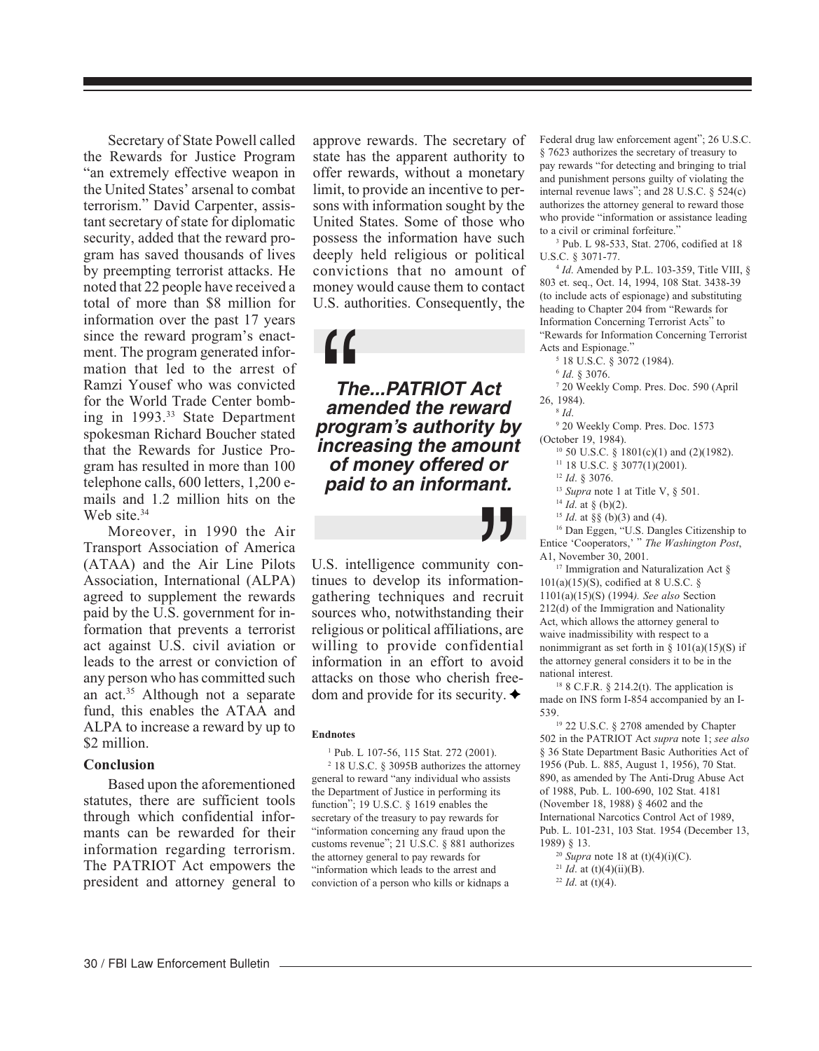Secretary of State Powell called the Rewards for Justice Program "an extremely effective weapon in the United States' arsenal to combat terrorism." David Carpenter, assistant secretary of state for diplomatic security, added that the reward program has saved thousands of lives by preempting terrorist attacks. He noted that 22 people have received a total of more than $8 million for information over the past 17 years since the reward program's enactment. The program generated information that led to the arrest of Ramzi Yousef who was convicted for the World Trade Center bombing in 1993.[33] State Department spokesman Richard Boucher stated that the Rewards for Justice Program has resulted in more than 100 telephone calls, 600 letters, 1,200 e-mails and 1.2 million hits on the Web site.[34]

Moreover, in 1990 the Air Transport Association of America (ATAA) and the Air Line Pilots Association, International (ALPA) agreed to supplement the rewards paid by the U.S. government for information that prevents a terrorist act against U.S. civil aviation or leads to the arrest or conviction of any person who has committed such an act.[35] Although not a separate fund, this enables the ATAA and ALPA to increase a reward by up to $2 million.

## Conclusion

Based upon the aforementioned statutes, there are sufficient tools through which confidential informants can be rewarded for their information regarding terrorism. The PATRIOT Act empowers the president and attorney general to approve rewards. The secretary of state has the apparent authority to offer rewards, without a monetary limit, to provide an incentive to persons with information sought by the United States. Some of those who possess the information have such deeply held religious or political convictions that no amount of money would cause them to contact U.S. authorities. Consequently, the U.S. intelligence community continues to develop its information-gathering techniques and recruit sources who, notwithstanding their religious or political affiliations, are willing to provide confidential information in an effort to avoid attacks on those who cherish freedom and provide for its security. ✦

> ***"The...PATRIOT Act amended the reward program's authority by increasing the amount of money offered or paid to an informant."***

#### Endnotes

[1] Pub. L 107-56, 115 Stat. 272 (2001).

[2] 18 U.S.C. § 3095B authorizes the attorney general to reward "any individual who assists the Department of Justice in performing its function"; 19 U.S.C. § 1619 enables the secretary of the treasury to pay rewards for "information concerning any fraud upon the customs revenue"; 21 U.S.C. § 881 authorizes the attorney general to pay rewards for "information which leads to the arrest and conviction of a person who kills or kidnaps a Federal drug law enforcement agent"; 26 U.S.C. § 7623 authorizes the secretary of treasury to pay rewards "for detecting and bringing to trial and punishment persons guilty of violating the internal revenue laws"; and 28 U.S.C. § 524(c) authorizes the attorney general to reward those who provide "information or assistance leading to a civil or criminal forfeiture."

[3] Pub. L 98-533, Stat. 2706, codified at 18 U.S.C. § 3071-77.

[4] *Id*. Amended by P.L. 103-359, Title VIII, § 803 et. seq., Oct. 14, 1994, 108 Stat. 3438-39 (to include acts of espionage) and substituting heading to Chapter 204 from "Rewards for Information Concerning Terrorist Acts" to "Rewards for Information Concerning Terrorist Acts and Espionage."

[5] 18 U.S.C. § 3072 (1984).

[6] *Id*. § 3076.

[7] 20 Weekly Comp. Pres. Doc. 590 (April 26, 1984).

[8] *Id*.

[9] 20 Weekly Comp. Pres. Doc. 1573 (October 19, 1984).

[10] 50 U.S.C. § 1801(c)(1) and (2)(1982).

[11] 18 U.S.C. § 3077(1)(2001).

[12] *Id*. § 3076.

[13] *Supra* note 1 at Title V, § 501.

[14] *Id*. at § (b)(2).

[15] *Id*. at §§ (b)(3) and (4).

[16] Dan Eggen, "U.S. Dangles Citizenship to Entice 'Cooperators,' " *The Washington Post*, A1, November 30, 2001.

[17] Immigration and Naturalization Act § 101(a)(15)(S), codified at 8 U.S.C. § 1101(a)(15)(S) (1994*). See also* Section 212(d) of the Immigration and Nationality Act, which allows the attorney general to waive inadmissibility with respect to a nonimmigrant as set forth in § 101(a)(15)(S) if the attorney general considers it to be in the national interest.

[18] 8 C.F.R. § 214.2(t). The application is made on INS form I-854 accompanied by an I-539.

[19] 22 U.S.C. § 2708 amended by Chapter 502 in the PATRIOT Act *supra* note 1; *see also* § 36 State Department Basic Authorities Act of 1956 (Pub. L. 885, August 1, 1956), 70 Stat. 890, as amended by The Anti-Drug Abuse Act of 1988, Pub. L. 100-690, 102 Stat. 4181 (November 18, 1988) § 4602 and the International Narcotics Control Act of 1989, Pub. L. 101-231, 103 Stat. 1954 (December 13, 1989) § 13.

[20] *Supra* note 18 at (t)(4)(i)(C).

[21] *Id*. at (t)(4)(ii)(B).

[22] *Id*. at (t)(4).